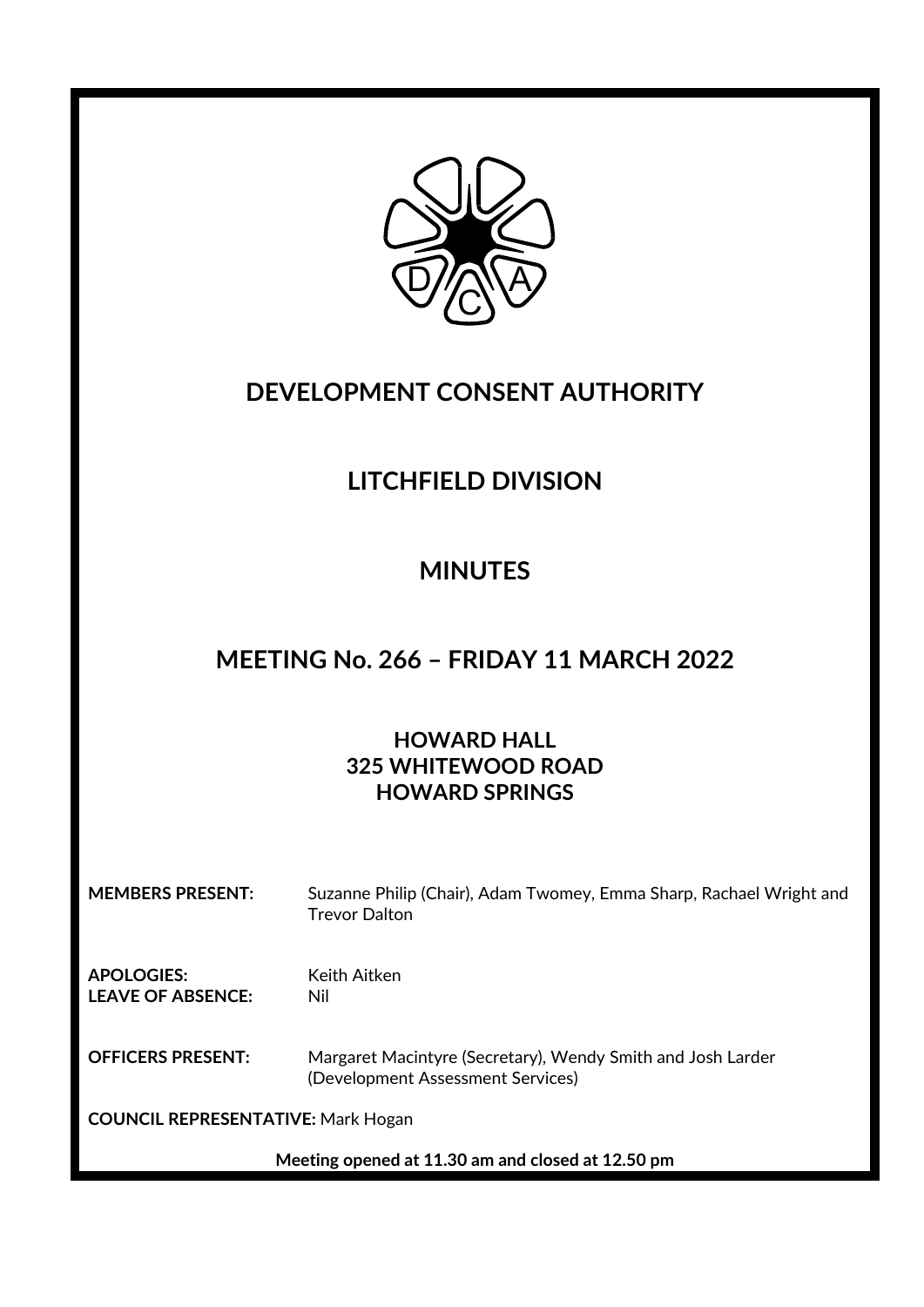# DEVELOPMENT CONSENT AUTHORITY

# LITCHFIELD DIVISION

# MINUTES

# MEETING No. 266 – FRIDAY 11 MARCH 2022

### HOWARD HALL
### 325 WHITEWOOD ROAD
### HOWARD SPRINGS

**MEMBERS PRESENT:** Suzanne Philip (Chair), Adam Twomey, Emma Sharp, Rachael Wright and Trevor Dalton

**APOLOGIES:** Keith Aitken
**LEAVE OF ABSENCE:** Nil

**OFFICERS PRESENT:** Margaret Macintyre (Secretary), Wendy Smith and Josh Larder (Development Assessment Services)

**COUNCIL REPRESENTATIVE:** Mark Hogan

**Meeting opened at 11.30 am and closed at 12.50 pm**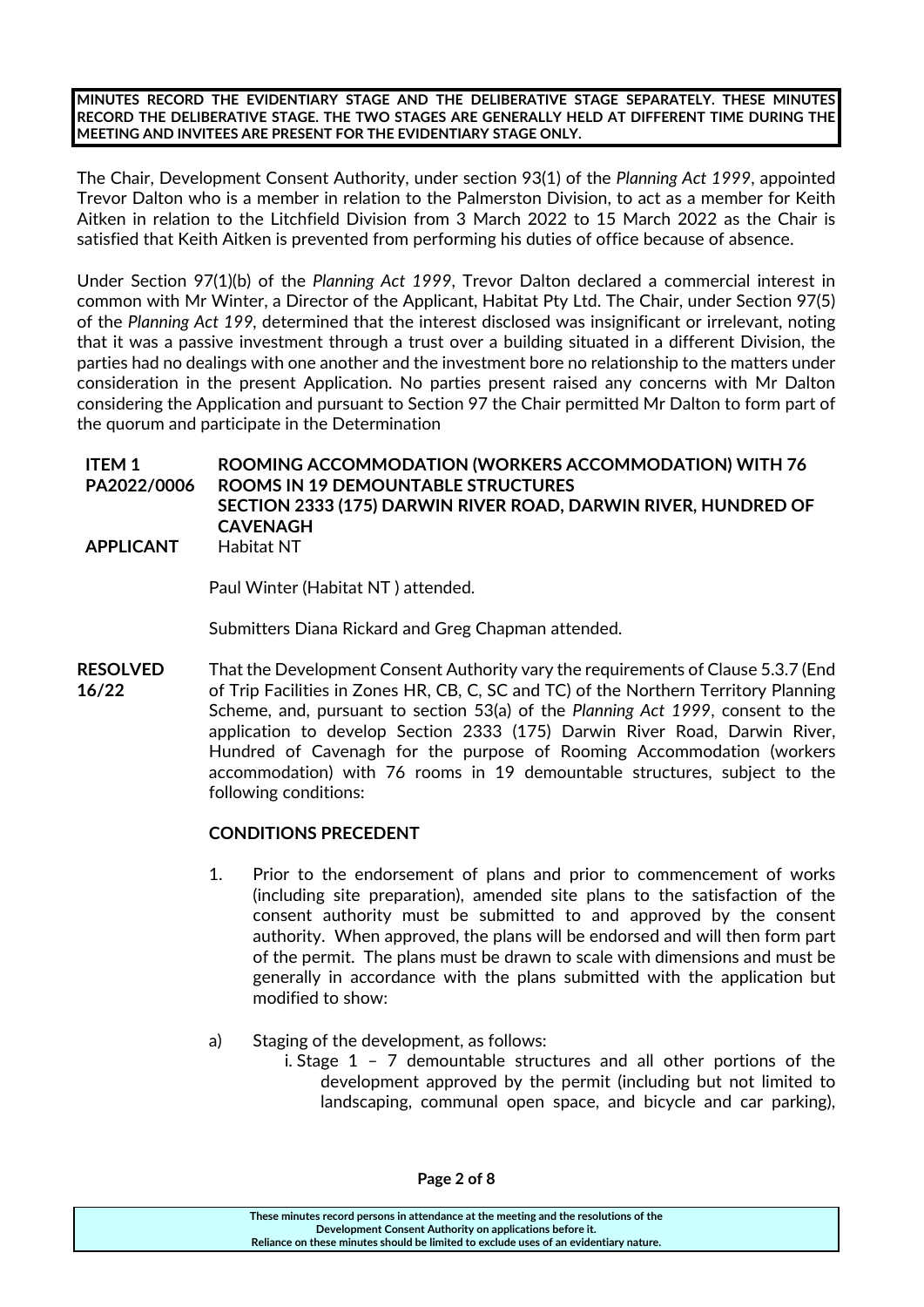**MINUTES RECORD THE EVIDENTIARY STAGE AND THE DELIBERATIVE STAGE SEPARATELY. THESE MINUTES RECORD THE DELIBERATIVE STAGE. THE TWO STAGES ARE GENERALLY HELD AT DIFFERENT TIME DURING THE MEETING AND INVITEES ARE PRESENT FOR THE EVIDENTIARY STAGE ONLY.**

The Chair, Development Consent Authority, under section 93(1) of the *Planning Act 1999*, appointed Trevor Dalton who is a member in relation to the Palmerston Division, to act as a member for Keith Aitken in relation to the Litchfield Division from 3 March 2022 to 15 March 2022 as the Chair is satisfied that Keith Aitken is prevented from performing his duties of office because of absence.

Under Section 97(1)(b) of the *Planning Act 1999*, Trevor Dalton declared a commercial interest in common with Mr Winter, a Director of the Applicant, Habitat Pty Ltd. The Chair, under Section 97(5) of the *Planning Act 199*, determined that the interest disclosed was insignificant or irrelevant, noting that it was a passive investment through a trust over a building situated in a different Division, the parties had no dealings with one another and the investment bore no relationship to the matters under consideration in the present Application. No parties present raised any concerns with Mr Dalton considering the Application and pursuant to Section 97 the Chair permitted Mr Dalton to form part of the quorum and participate in the Determination

**ITEM 1 PA2022/0006** **ROOMING ACCOMMODATION (WORKERS ACCOMMODATION) WITH 76 ROOMS IN 19 DEMOUNTABLE STRUCTURES**
**SECTION 2333 (175) DARWIN RIVER ROAD, DARWIN RIVER, HUNDRED OF CAVENAGH**

**APPLICANT** Habitat NT

Paul Winter (Habitat NT ) attended.

Submitters Diana Rickard and Greg Chapman attended.

**RESOLVED 16/22**

That the Development Consent Authority vary the requirements of Clause 5.3.7 (End of Trip Facilities in Zones HR, CB, C, SC and TC) of the Northern Territory Planning Scheme, and, pursuant to section 53(a) of the *Planning Act 1999*, consent to the application to develop Section 2333 (175) Darwin River Road, Darwin River, Hundred of Cavenagh for the purpose of Rooming Accommodation (workers accommodation) with 76 rooms in 19 demountable structures, subject to the following conditions:

**CONDITIONS PRECEDENT**

1. Prior to the endorsement of plans and prior to commencement of works (including site preparation), amended site plans to the satisfaction of the consent authority must be submitted to and approved by the consent authority. When approved, the plans will be endorsed and will then form part of the permit. The plans must be drawn to scale with dimensions and must be generally in accordance with the plans submitted with the application but modified to show:

a) Staging of the development, as follows:
   i. Stage 1 – 7 demountable structures and all other portions of the development approved by the permit (including but not limited to landscaping, communal open space, and bicycle and car parking),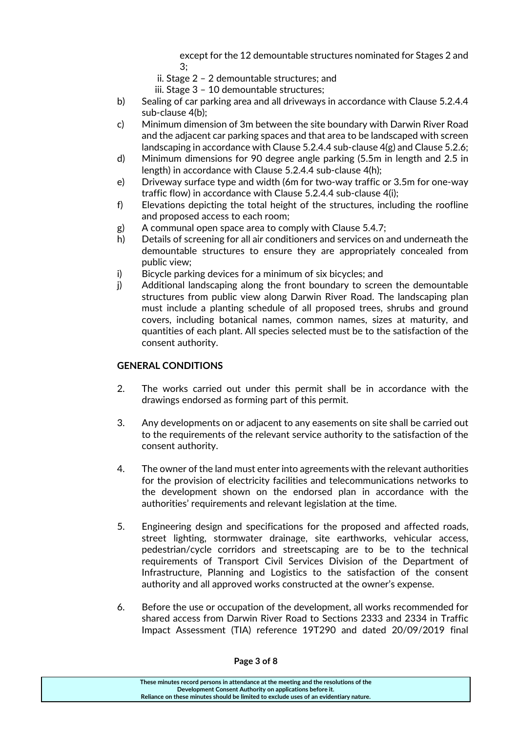except for the 12 demountable structures nominated for Stages 2 and 3;

  ii. Stage 2 – 2 demountable structures; and

  iii. Stage 3 – 10 demountable structures;

b) Sealing of car parking area and all driveways in accordance with Clause 5.2.4.4 sub-clause 4(b);

c) Minimum dimension of 3m between the site boundary with Darwin River Road and the adjacent car parking spaces and that area to be landscaped with screen landscaping in accordance with Clause 5.2.4.4 sub-clause 4(g) and Clause 5.2.6;

d) Minimum dimensions for 90 degree angle parking (5.5m in length and 2.5 in length) in accordance with Clause 5.2.4.4 sub-clause 4(h);

e) Driveway surface type and width (6m for two-way traffic or 3.5m for one-way traffic flow) in accordance with Clause 5.2.4.4 sub-clause 4(i);

f) Elevations depicting the total height of the structures, including the roofline and proposed access to each room;

g) A communal open space area to comply with Clause 5.4.7;

h) Details of screening for all air conditioners and services on and underneath the demountable structures to ensure they are appropriately concealed from public view;

i) Bicycle parking devices for a minimum of six bicycles; and

j) Additional landscaping along the front boundary to screen the demountable structures from public view along Darwin River Road. The landscaping plan must include a planting schedule of all proposed trees, shrubs and ground covers, including botanical names, common names, sizes at maturity, and quantities of each plant. All species selected must be to the satisfaction of the consent authority.

**GENERAL CONDITIONS**

2. The works carried out under this permit shall be in accordance with the drawings endorsed as forming part of this permit.

3. Any developments on or adjacent to any easements on site shall be carried out to the requirements of the relevant service authority to the satisfaction of the consent authority.

4. The owner of the land must enter into agreements with the relevant authorities for the provision of electricity facilities and telecommunications networks to the development shown on the endorsed plan in accordance with the authorities' requirements and relevant legislation at the time.

5. Engineering design and specifications for the proposed and affected roads, street lighting, stormwater drainage, site earthworks, vehicular access, pedestrian/cycle corridors and streetscaping are to be to the technical requirements of Transport Civil Services Division of the Department of Infrastructure, Planning and Logistics to the satisfaction of the consent authority and all approved works constructed at the owner's expense.

6. Before the use or occupation of the development, all works recommended for shared access from Darwin River Road to Sections 2333 and 2334 in Traffic Impact Assessment (TIA) reference 19T290 and dated 20/09/2019 final

These minutes record persons in attendance at the meeting and the resolutions of the Development Consent Authority on applications before it.
Reliance on these minutes should be limited to exclude uses of an evidentiary nature.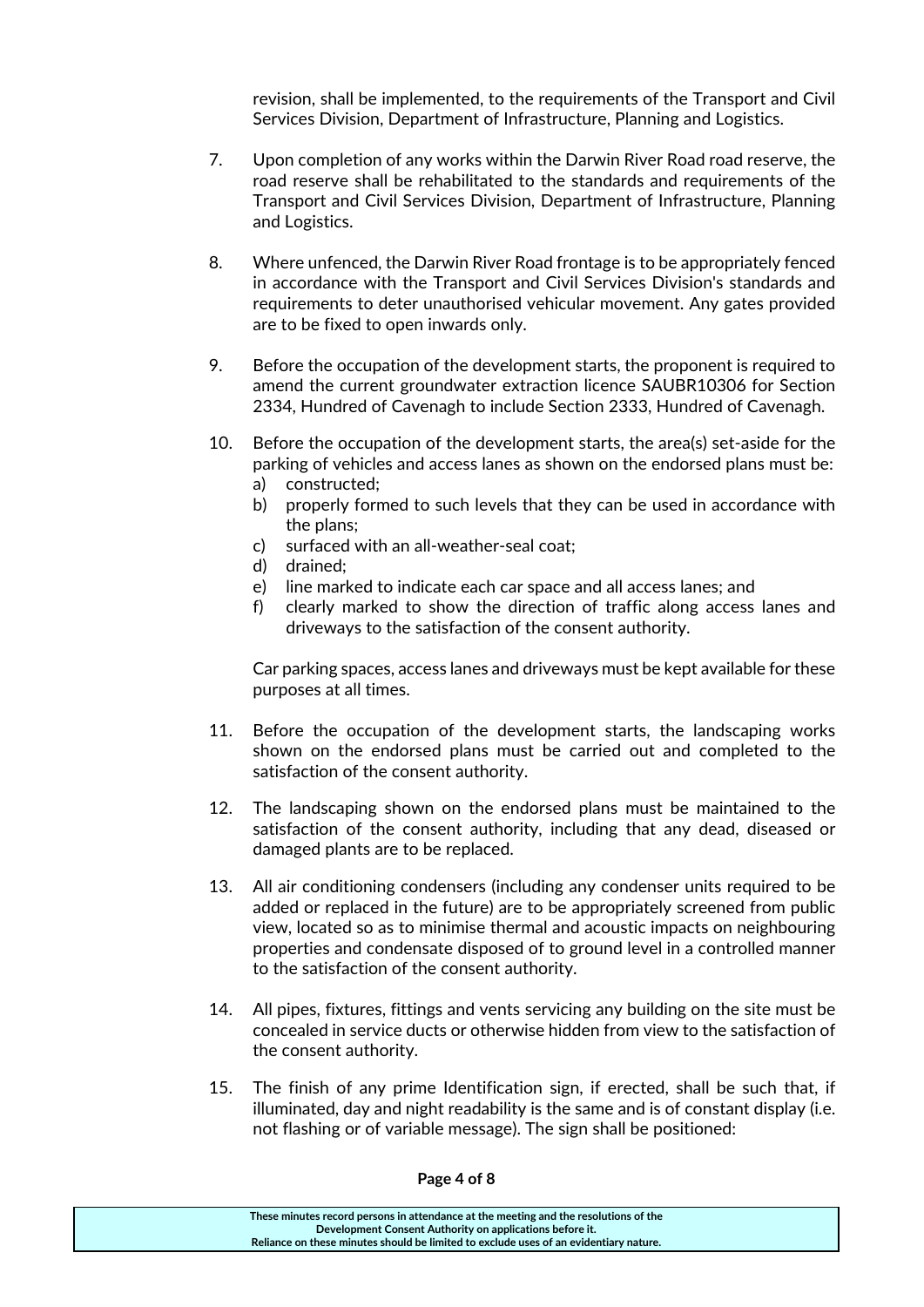revision, shall be implemented, to the requirements of the Transport and Civil Services Division, Department of Infrastructure, Planning and Logistics.

7. Upon completion of any works within the Darwin River Road road reserve, the road reserve shall be rehabilitated to the standards and requirements of the Transport and Civil Services Division, Department of Infrastructure, Planning and Logistics.

8. Where unfenced, the Darwin River Road frontage is to be appropriately fenced in accordance with the Transport and Civil Services Division's standards and requirements to deter unauthorised vehicular movement. Any gates provided are to be fixed to open inwards only.

9. Before the occupation of the development starts, the proponent is required to amend the current groundwater extraction licence SAUBR10306 for Section 2334, Hundred of Cavenagh to include Section 2333, Hundred of Cavenagh.

10. Before the occupation of the development starts, the area(s) set-aside for the parking of vehicles and access lanes as shown on the endorsed plans must be:
    a) constructed;
    b) properly formed to such levels that they can be used in accordance with the plans;
    c) surfaced with an all-weather-seal coat;
    d) drained;
    e) line marked to indicate each car space and all access lanes; and
    f) clearly marked to show the direction of traffic along access lanes and driveways to the satisfaction of the consent authority.

    Car parking spaces, access lanes and driveways must be kept available for these purposes at all times.

11. Before the occupation of the development starts, the landscaping works shown on the endorsed plans must be carried out and completed to the satisfaction of the consent authority.

12. The landscaping shown on the endorsed plans must be maintained to the satisfaction of the consent authority, including that any dead, diseased or damaged plants are to be replaced.

13. All air conditioning condensers (including any condenser units required to be added or replaced in the future) are to be appropriately screened from public view, located so as to minimise thermal and acoustic impacts on neighbouring properties and condensate disposed of to ground level in a controlled manner to the satisfaction of the consent authority.

14. All pipes, fixtures, fittings and vents servicing any building on the site must be concealed in service ducts or otherwise hidden from view to the satisfaction of the consent authority.

15. The finish of any prime Identification sign, if erected, shall be such that, if illuminated, day and night readability is the same and is of constant display (i.e. not flashing or of variable message). The sign shall be positioned:

These minutes record persons in attendance at the meeting and the resolutions of the Development Consent Authority on applications before it. Reliance on these minutes should be limited to exclude uses of an evidentiary nature.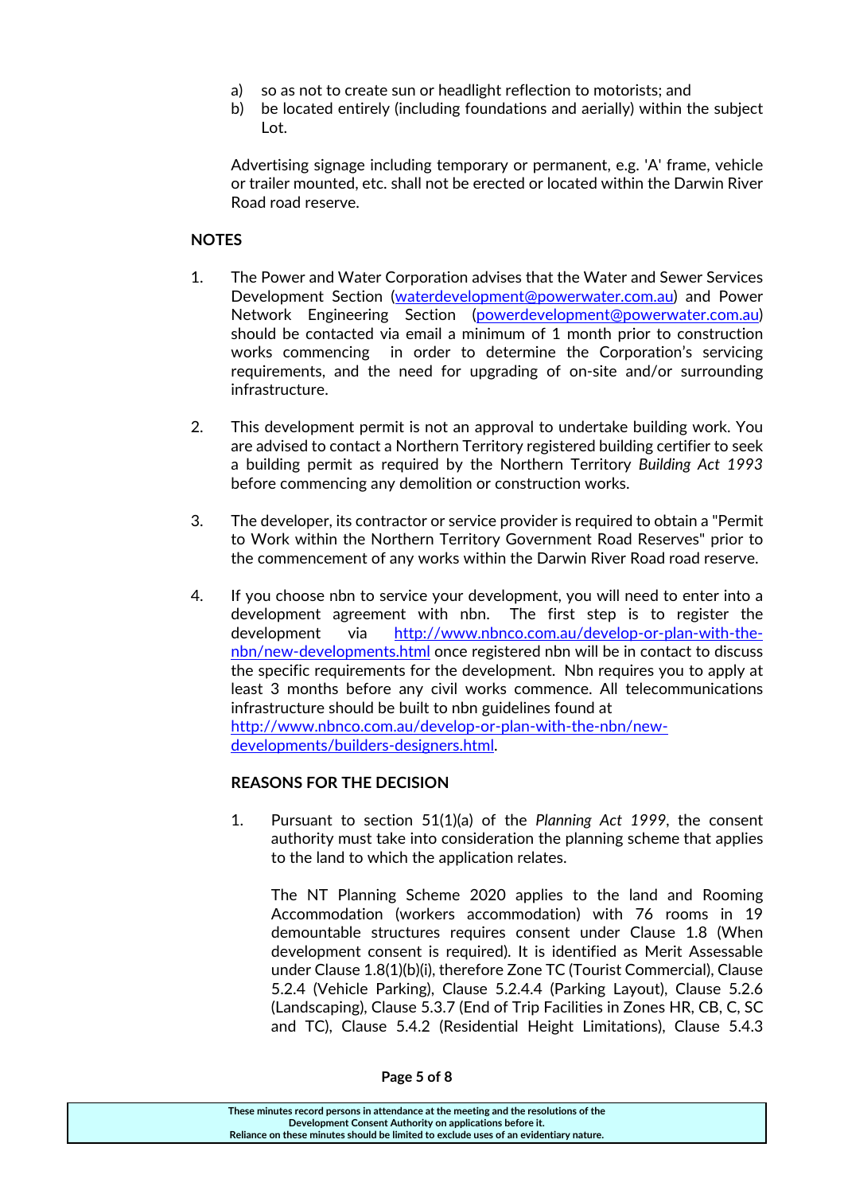a) so as not to create sun or headlight reflection to motorists; and
b) be located entirely (including foundations and aerially) within the subject Lot.

Advertising signage including temporary or permanent, e.g. 'A' frame, vehicle or trailer mounted, etc. shall not be erected or located within the Darwin River Road road reserve.

**NOTES**

1. The Power and Water Corporation advises that the Water and Sewer Services Development Section (waterdevelopment@powerwater.com.au) and Power Network Engineering Section (powerdevelopment@powerwater.com.au) should be contacted via email a minimum of 1 month prior to construction works commencing in order to determine the Corporation's servicing requirements, and the need for upgrading of on-site and/or surrounding infrastructure.

2. This development permit is not an approval to undertake building work. You are advised to contact a Northern Territory registered building certifier to seek a building permit as required by the Northern Territory *Building Act 1993* before commencing any demolition or construction works.

3. The developer, its contractor or service provider is required to obtain a "Permit to Work within the Northern Territory Government Road Reserves" prior to the commencement of any works within the Darwin River Road road reserve.

4. If you choose nbn to service your development, you will need to enter into a development agreement with nbn. The first step is to register the development via http://www.nbnco.com.au/develop-or-plan-with-the-nbn/new-developments.html once registered nbn will be in contact to discuss the specific requirements for the development. Nbn requires you to apply at least 3 months before any civil works commence. All telecommunications infrastructure should be built to nbn guidelines found at http://www.nbnco.com.au/develop-or-plan-with-the-nbn/new-developments/builders-designers.html.

**REASONS FOR THE DECISION**

1. Pursuant to section 51(1)(a) of the *Planning Act 1999*, the consent authority must take into consideration the planning scheme that applies to the land to which the application relates.

   The NT Planning Scheme 2020 applies to the land and Rooming Accommodation (workers accommodation) with 76 rooms in 19 demountable structures requires consent under Clause 1.8 (When development consent is required). It is identified as Merit Assessable under Clause 1.8(1)(b)(i), therefore Zone TC (Tourist Commercial), Clause 5.2.4 (Vehicle Parking), Clause 5.2.4.4 (Parking Layout), Clause 5.2.6 (Landscaping), Clause 5.3.7 (End of Trip Facilities in Zones HR, CB, C, SC and TC), Clause 5.4.2 (Residential Height Limitations), Clause 5.4.3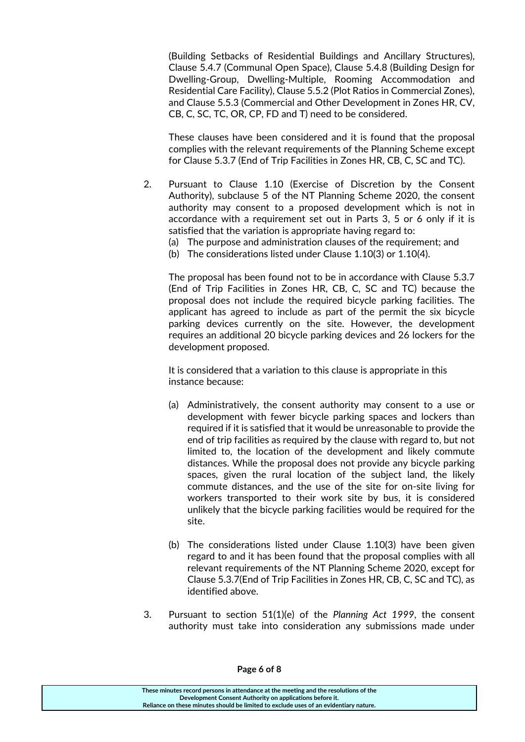(Building Setbacks of Residential Buildings and Ancillary Structures), Clause 5.4.7 (Communal Open Space), Clause 5.4.8 (Building Design for Dwelling-Group, Dwelling-Multiple, Rooming Accommodation and Residential Care Facility), Clause 5.5.2 (Plot Ratios in Commercial Zones), and Clause 5.5.3 (Commercial and Other Development in Zones HR, CV, CB, C, SC, TC, OR, CP, FD and T) need to be considered.

These clauses have been considered and it is found that the proposal complies with the relevant requirements of the Planning Scheme except for Clause 5.3.7 (End of Trip Facilities in Zones HR, CB, C, SC and TC).

2. Pursuant to Clause 1.10 (Exercise of Discretion by the Consent Authority), subclause 5 of the NT Planning Scheme 2020, the consent authority may consent to a proposed development which is not in accordance with a requirement set out in Parts 3, 5 or 6 only if it is satisfied that the variation is appropriate having regard to:
   (a) The purpose and administration clauses of the requirement; and
   (b) The considerations listed under Clause 1.10(3) or 1.10(4).

   The proposal has been found not to be in accordance with Clause 5.3.7 (End of Trip Facilities in Zones HR, CB, C, SC and TC) because the proposal does not include the required bicycle parking facilities. The applicant has agreed to include as part of the permit the six bicycle parking devices currently on the site. However, the development requires an additional 20 bicycle parking devices and 26 lockers for the development proposed.

   It is considered that a variation to this clause is appropriate in this instance because:

   (a) Administratively, the consent authority may consent to a use or development with fewer bicycle parking spaces and lockers than required if it is satisfied that it would be unreasonable to provide the end of trip facilities as required by the clause with regard to, but not limited to, the location of the development and likely commute distances. While the proposal does not provide any bicycle parking spaces, given the rural location of the subject land, the likely commute distances, and the use of the site for on-site living for workers transported to their work site by bus, it is considered unlikely that the bicycle parking facilities would be required for the site.

   (b) The considerations listed under Clause 1.10(3) have been given regard to and it has been found that the proposal complies with all relevant requirements of the NT Planning Scheme 2020, except for Clause 5.3.7(End of Trip Facilities in Zones HR, CB, C, SC and TC), as identified above.

3. Pursuant to section 51(1)(e) of the *Planning Act 1999*, the consent authority must take into consideration any submissions made under

These minutes record persons in attendance at the meeting and the resolutions of the Development Consent Authority on applications before it.
Reliance on these minutes should be limited to exclude uses of an evidentiary nature.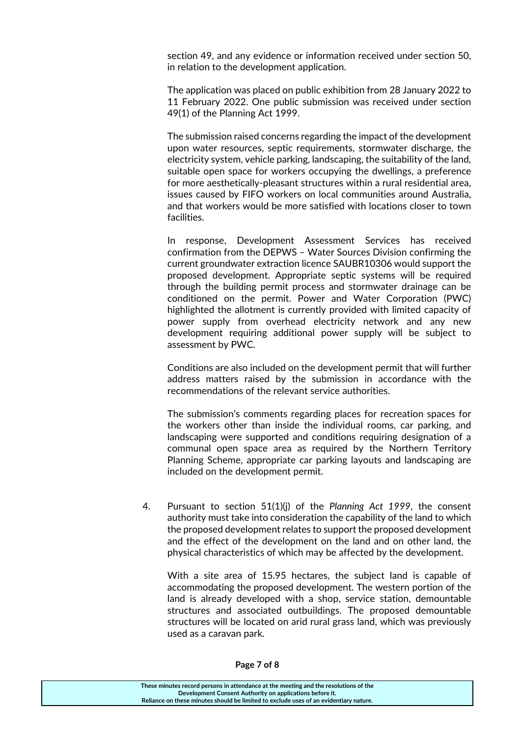section 49, and any evidence or information received under section 50, in relation to the development application.

The application was placed on public exhibition from 28 January 2022 to 11 February 2022. One public submission was received under section 49(1) of the Planning Act 1999.

The submission raised concerns regarding the impact of the development upon water resources, septic requirements, stormwater discharge, the electricity system, vehicle parking, landscaping, the suitability of the land, suitable open space for workers occupying the dwellings, a preference for more aesthetically-pleasant structures within a rural residential area, issues caused by FIFO workers on local communities around Australia, and that workers would be more satisfied with locations closer to town facilities.

In response, Development Assessment Services has received confirmation from the DEPWS – Water Sources Division confirming the current groundwater extraction licence SAUBR10306 would support the proposed development. Appropriate septic systems will be required through the building permit process and stormwater drainage can be conditioned on the permit. Power and Water Corporation (PWC) highlighted the allotment is currently provided with limited capacity of power supply from overhead electricity network and any new development requiring additional power supply will be subject to assessment by PWC.

Conditions are also included on the development permit that will further address matters raised by the submission in accordance with the recommendations of the relevant service authorities.

The submission's comments regarding places for recreation spaces for the workers other than inside the individual rooms, car parking, and landscaping were supported and conditions requiring designation of a communal open space area as required by the Northern Territory Planning Scheme, appropriate car parking layouts and landscaping are included on the development permit.

4. Pursuant to section 51(1)(j) of the *Planning Act 1999*, the consent authority must take into consideration the capability of the land to which the proposed development relates to support the proposed development and the effect of the development on the land and on other land, the physical characteristics of which may be affected by the development.

   With a site area of 15.95 hectares, the subject land is capable of accommodating the proposed development. The western portion of the land is already developed with a shop, service station, demountable structures and associated outbuildings. The proposed demountable structures will be located on arid rural grass land, which was previously used as a caravan park.

These minutes record persons in attendance at the meeting and the resolutions of the Development Consent Authority on applications before it.
Reliance on these minutes should be limited to exclude uses of an evidentiary nature.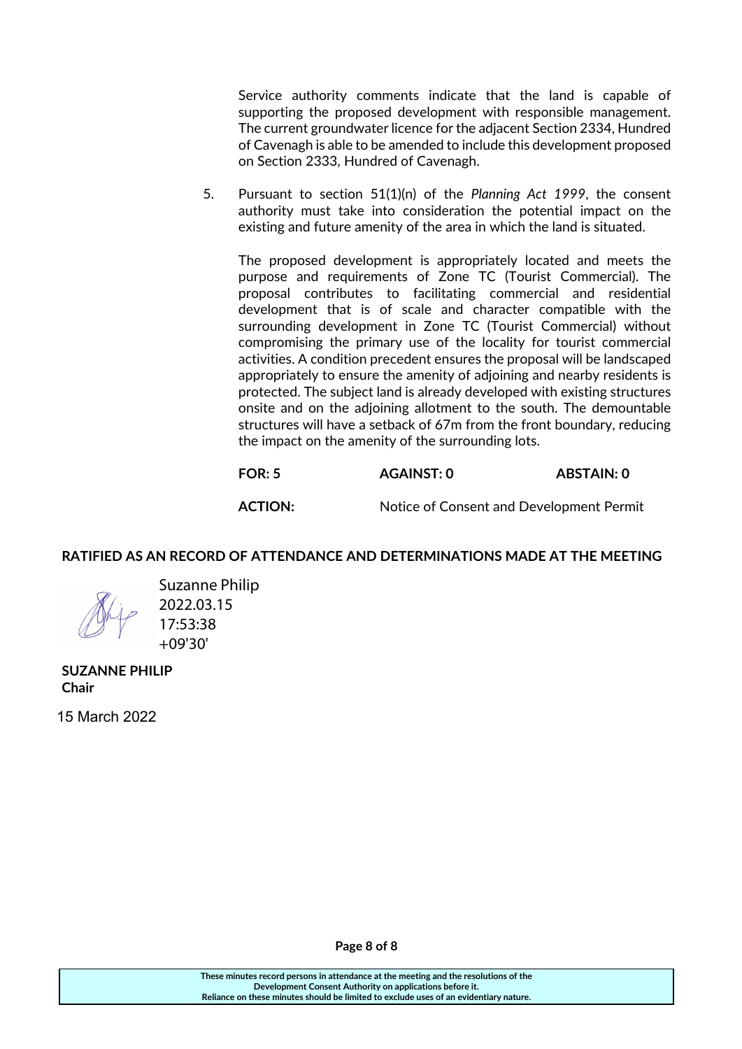Service authority comments indicate that the land is capable of supporting the proposed development with responsible management. The current groundwater licence for the adjacent Section 2334, Hundred of Cavenagh is able to be amended to include this development proposed on Section 2333, Hundred of Cavenagh.

5. Pursuant to section 51(1)(n) of the *Planning Act 1999*, the consent authority must take into consideration the potential impact on the existing and future amenity of the area in which the land is situated.

   The proposed development is appropriately located and meets the purpose and requirements of Zone TC (Tourist Commercial). The proposal contributes to facilitating commercial and residential development that is of scale and character compatible with the surrounding development in Zone TC (Tourist Commercial) without compromising the primary use of the locality for tourist commercial activities. A condition precedent ensures the proposal will be landscaped appropriately to ensure the amenity of adjoining and nearby residents is protected. The subject land is already developed with existing structures onsite and on the adjoining allotment to the south. The demountable structures will have a setback of 67m from the front boundary, reducing the impact on the amenity of the surrounding lots.

   **FOR: 5** **AGAINST: 0** **ABSTAIN: 0**

   **ACTION:** Notice of Consent and Development Permit

**RATIFIED AS AN RECORD OF ATTENDANCE AND DETERMINATIONS MADE AT THE MEETING**

Suzanne Philip
2022.03.15
17:53:38
+09'30'

**SUZANNE PHILIP**
**Chair**

15 March 2022

**These minutes record persons in attendance at the meeting and the resolutions of the Development Consent Authority on applications before it. Reliance on these minutes should be limited to exclude uses of an evidentiary nature.**